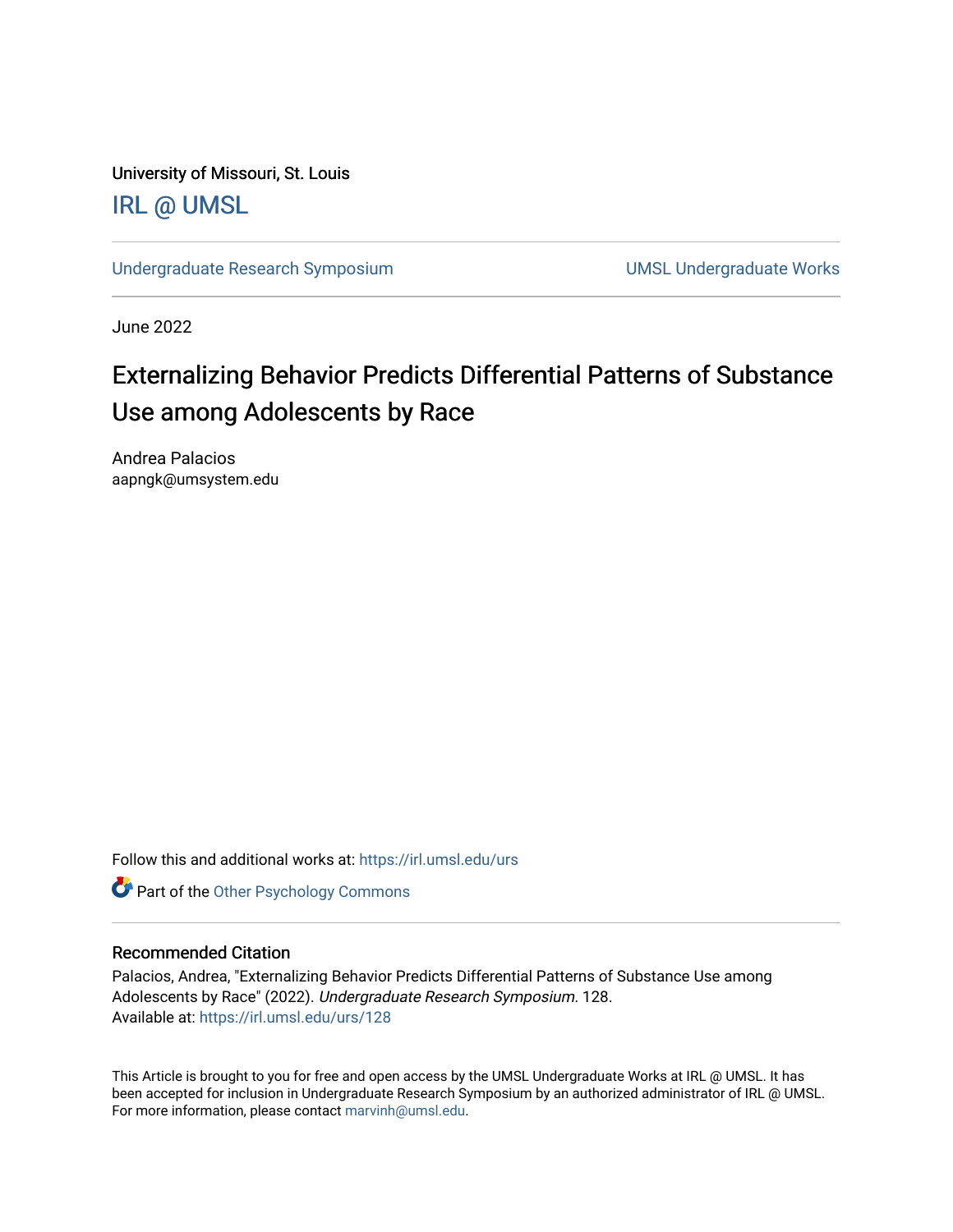University of Missouri, St. Louis

# IRL @ UMSL

Undergraduate Research Symposium | UMSL Undergraduate Works

June 2022

## Externalizing Behavior Predicts Differential Patterns of Substance Use among Adolescents by Race

Andrea Palacios
aapngk@umsystem.edu

Follow this and additional works at: https://irl.umsl.edu/urs

Part of the Other Psychology Commons

### Recommended Citation

Palacios, Andrea, "Externalizing Behavior Predicts Differential Patterns of Substance Use among Adolescents by Race" (2022). *Undergraduate Research Symposium*. 128.
Available at: https://irl.umsl.edu/urs/128

This Article is brought to you for free and open access by the UMSL Undergraduate Works at IRL @ UMSL. It has been accepted for inclusion in Undergraduate Research Symposium by an authorized administrator of IRL @ UMSL. For more information, please contact marvinh@umsl.edu.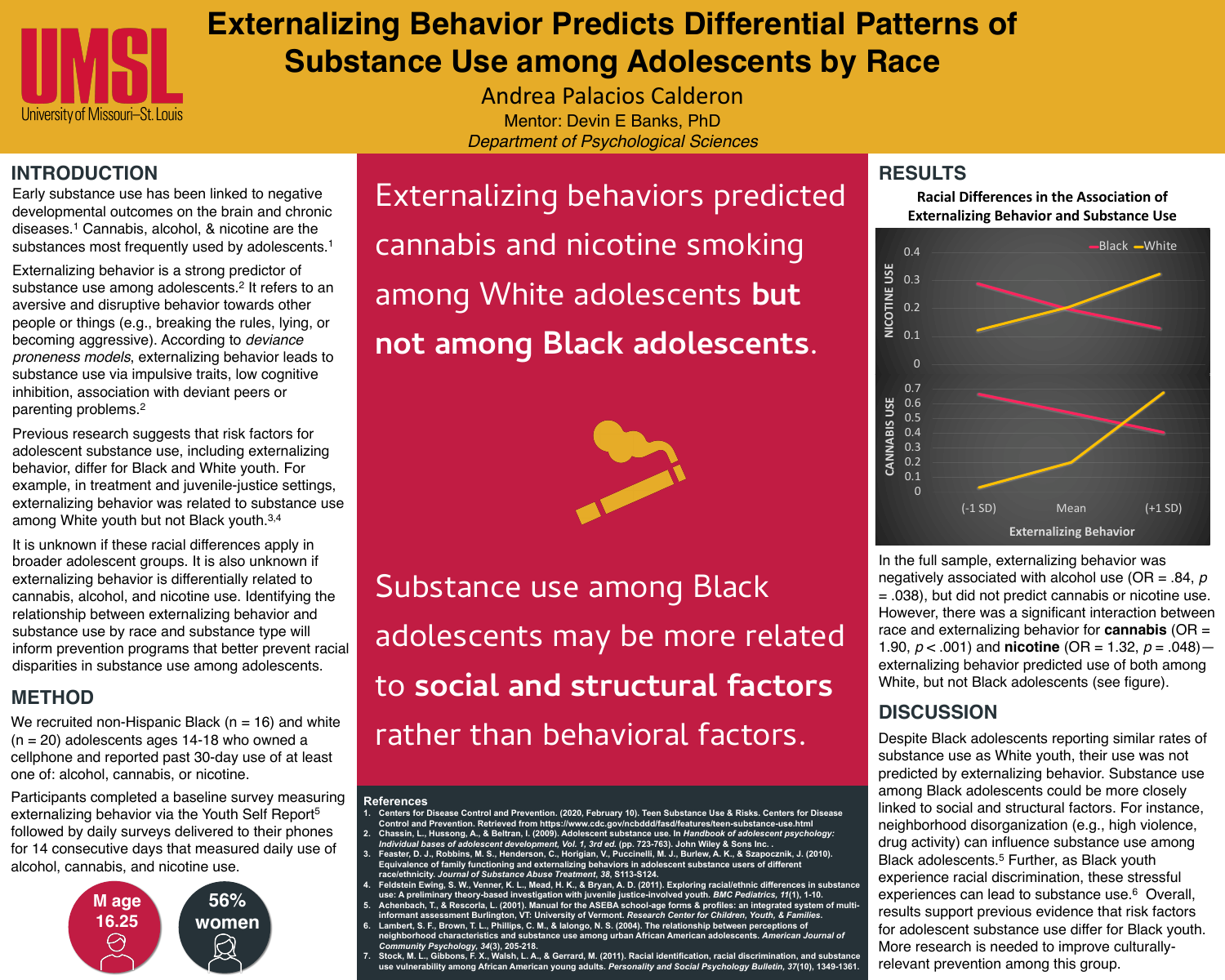# Externalizing Behavior Predicts Differential Patterns of Substance Use among Adolescents by Race

UMSL University of Missouri–St. Louis

Andrea Palacios Calderon

Mentor: Devin E Banks, PhD

*Department of Psychological Sciences*

## INTRODUCTION

Early substance use has been linked to negative developmental outcomes on the brain and chronic diseases.[1] Cannabis, alcohol, & nicotine are the substances most frequently used by adolescents.[1]

Externalizing behavior is a strong predictor of substance use among adolescents.[2] It refers to an aversive and disruptive behavior towards other people or things (e.g., breaking the rules, lying, or becoming aggressive). According to *deviance proneness models*, externalizing behavior leads to substance use via impulsive traits, low cognitive inhibition, association with deviant peers or parenting problems.[2]

Previous research suggests that risk factors for adolescent substance use, including externalizing behavior, differ for Black and White youth. For example, in treatment and juvenile-justice settings, externalizing behavior was related to substance use among White youth but not Black youth.[3,4]

It is unknown if these racial differences apply in broader adolescent groups. It is also unknown if externalizing behavior is differentially related to cannabis, alcohol, and nicotine use. Identifying the relationship between externalizing behavior and substance use by race and substance type will inform prevention programs that better prevent racial disparities in substance use among adolescents.

## METHOD

We recruited non-Hispanic Black (n = 16) and white (n = 20) adolescents ages 14-18 who owned a cellphone and reported past 30-day use of at least one of: alcohol, cannabis, or nicotine.

Participants completed a baseline survey measuring externalizing behavior via the Youth Self Report[5] followed by daily surveys delivered to their phones for 14 consecutive days that measured daily use of alcohol, cannabis, and nicotine use.

M age 16.25

56% women

Externalizing behaviors predicted cannabis and nicotine smoking among White adolescents **but not among Black adolescents**.

Substance use among Black adolescents may be more related to **social and structural factors** rather than behavioral factors.

## References

1. Centers for Disease Control and Prevention. (2020, February 10). Teen Substance Use & Risks. Centers for Disease Control and Prevention. Retrieved from https://www.cdc.gov/ncbddd/fasd/features/teen-substance-use.html
2. Chassin, L., Hussong, A., & Beltran, I. (2009). Adolescent substance use. In *Handbook of adolescent psychology: Individual bases of adolescent development, Vol. 1, 3rd ed.* (pp. 723-763). John Wiley & Sons Inc. .
3. Feaster, D. J., Robbins, M. S., Henderson, C., Horigian, V., Puccinelli, M. J., Burlew, A. K., & Szapocznik, J. (2010). Equivalence of family functioning and externalizing behaviors in adolescent substance users of different race/ethnicity. *Journal of Substance Abuse Treatment, 38*, S113-S124.
4. Feldstein Ewing, S. W., Venner, K. L., Mead, H. K., & Bryan, A. D. (2011). Exploring racial/ethnic differences in substance use: A preliminary theory-based investigation with juvenile justice-involved youth. *BMC Pediatrics, 11*(1), 1-10.
5. Achenbach, T., & Rescorla, L. (2001). Manual for the ASEBA school-age forms & profiles: an integrated system of multi-informant assessment Burlington, VT: University of Vermont. *Research Center for Children, Youth, & Families*.
6. Lambert, S. F., Brown, T. L., Phillips, C. M., & Ialongo, N. S. (2004). The relationship between perceptions of neighborhood characteristics and substance use among urban African American adolescents. *American Journal of Community Psychology, 34*(3), 205-218.
7. Stock, M. L., Gibbons, F. X., Walsh, L. A., & Gerrard, M. (2011). Racial identification, racial discrimination, and substance use vulnerability among African American young adults. *Personality and Social Psychology Bulletin, 37*(10), 1349-1361.

## RESULTS

**Racial Differences in the Association of Externalizing Behavior and Substance Use**

Black
White
NICOTINE USE
0.4
0.3
0.2
0.1
0
CANNABIS USE
0.7
0.6
0.5
0.4
0.3
0.2
0.1
0
(-1 SD)
Mean
(+1 SD)
Externalizing Behavior

In the full sample, externalizing behavior was negatively associated with alcohol use (OR = .84, $p$ = .038), but did not predict cannabis or nicotine use. However, there was a significant interaction between race and externalizing behavior for **cannabis** (OR = 1.90, $p < .001$) and **nicotine** (OR = 1.32, $p$ = .048)—externalizing behavior predicted use of both among White, but not Black adolescents (see figure).

## DISCUSSION

Despite Black adolescents reporting similar rates of substance use as White youth, their use was not predicted by externalizing behavior. Substance use among Black adolescents could be more closely linked to social and structural factors. For instance, neighborhood disorganization (e.g., high violence, drug activity) can influence substance use among Black adolescents.[5] Further, as Black youth experience racial discrimination, these stressful experiences can lead to substance use.[6] Overall, results support previous evidence that risk factors for adolescent substance use differ for Black youth. More research is needed to improve culturally-relevant prevention among this group.